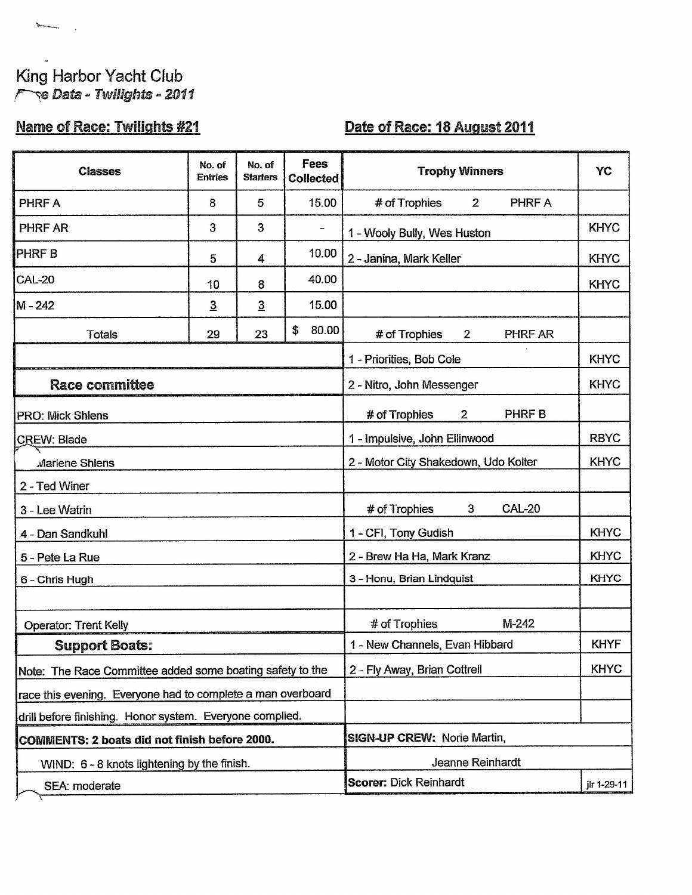King Harbor Yacht Club

*Race Data - Twilights - 2011*

**Name of Race: Twilights #21** **Date of Race: 18 August 2011**

| Classes | No. of Entries | No. of Starters | Fees Collected | Trophy Winners | YC |
|---|---|---|---|---|---|
| PHRF A | 8 | 5 | 15.00 | # of Trophies 2 PHRF A | |
| PHRF AR | 3 | 3 | - | 1 - Wooly Bully, Wes Huston | KHYC |
| PHRF B | 5 | 4 | 10.00 | 2 - Janina, Mark Keller | KHYC |
| CAL-20 | 10 | 8 | 40.00 | | KHYC |
| M - 242 | 3 | 3 | 15.00 | | |
| Totals | 29 | 23 | $ 80.00 | # of Trophies 2 PHRF AR | |
| | | | | 1 - Priorities, Bob Cole | KHYC |
| **Race committee** | | | | 2 - Nitro, John Messenger | KHYC |
| PRO: Mick Shlens | | | | # of Trophies 2 PHRF B | |
| CREW: Blade | | | | 1 - Impulsive, John Ellinwood | RBYC |
| Marlene Shlens | | | | 2 - Motor City Shakedown, Udo Kolter | KHYC |
| 2 - Ted Winer | | | | | |
| 3 - Lee Watrin | | | | # of Trophies 3 CAL-20 | |
| 4 - Dan Sandkuhl | | | | 1 - CFI, Tony Gudish | KHYC |
| 5 - Pete La Rue | | | | 2 - Brew Ha Ha, Mark Kranz | KHYC |
| 6 - Chris Hugh | | | | 3 - Honu, Brian Lindquist | KHYC |
| | | | | | |
| Operator: Trent Kelly | | | | # of Trophies M-242 | |
| **Support Boats:** | | | | 1 - New Channels, Evan Hibbard | KHYF |
| Note: The Race Committee added some boating safety to the race this evening. Everyone had to complete a man overboard drill before finishing. Honor system. Everyone complied. | | | | 2 - Fly Away, Brian Cottrell | KHYC |
| **COMMENTS: 2 boats did not finish before 2000.** | | | | **SIGN-UP CREW:** Norie Martin, Jeanne Reinhardt | |
| WIND: 6 - 8 knots lightening by the finish. | | | | | |
| SEA: moderate | | | | **Scorer:** Dick Reinhardt | jlr 1-29-11 |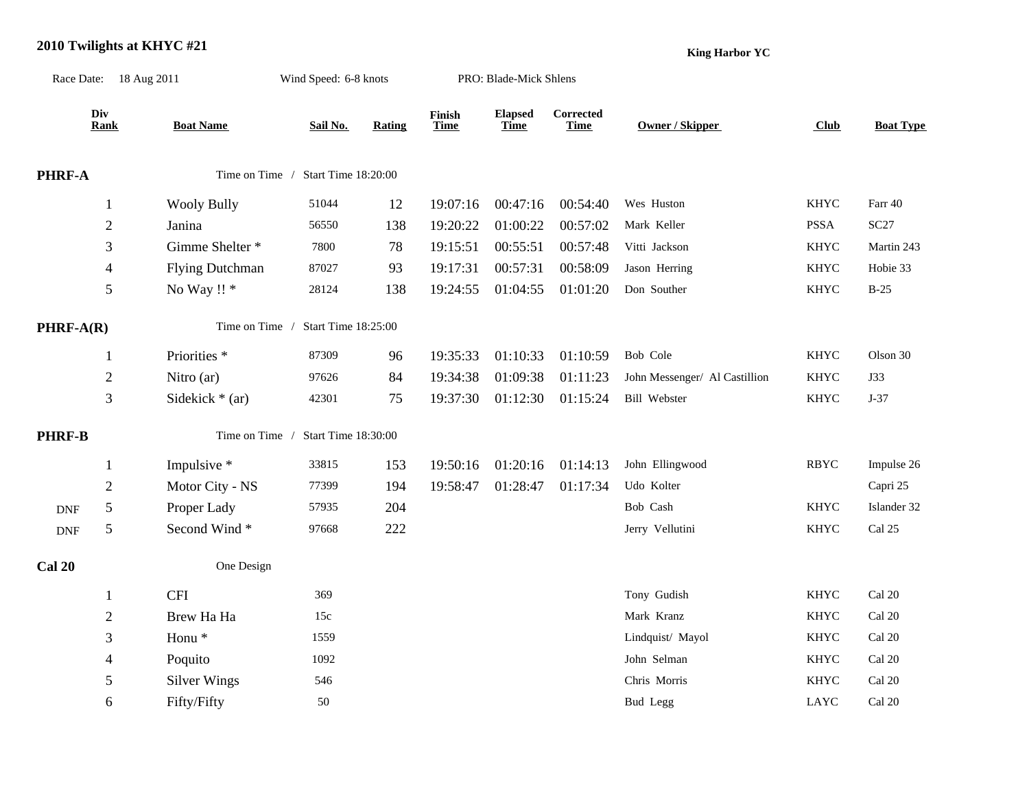## 2010 Twilights at KHYC #21

**King Harbor YC**

Race Date: 18 Aug 2011 | Wind Speed: 6-8 knots | PRO: Blade-Mick Shlens

| Div | Rank | Boat Name | Sail No. | Rating | Finish Time | Elapsed Time | Corrected Time | Owner / Skipper | Club | Boat Type |
|---|---|---|---|---|---|---|---|---|---|---|
| **PHRF-A** | | Time on Time / Start Time 18:20:00 | | | | | | | | |
| | 1 | Wooly Bully | 51044 | 12 | 19:07:16 | 00:47:16 | 00:54:40 | Wes Huston | KHYC | Farr 40 |
| | 2 | Janina | 56550 | 138 | 19:20:22 | 01:00:22 | 00:57:02 | Mark Keller | PSSA | SC27 |
| | 3 | Gimme Shelter * | 7800 | 78 | 19:15:51 | 00:55:51 | 00:57:48 | Vitti Jackson | KHYC | Martin 243 |
| | 4 | Flying Dutchman | 87027 | 93 | 19:17:31 | 00:57:31 | 00:58:09 | Jason Herring | KHYC | Hobie 33 |
| | 5 | No Way !! * | 28124 | 138 | 19:24:55 | 01:04:55 | 01:01:20 | Don Souther | KHYC | B-25 |
| **PHRF-A(R)** | | Time on Time / Start Time 18:25:00 | | | | | | | | |
| | 1 | Priorities * | 87309 | 96 | 19:35:33 | 01:10:33 | 01:10:59 | Bob Cole | KHYC | Olson 30 |
| | 2 | Nitro (ar) | 97626 | 84 | 19:34:38 | 01:09:38 | 01:11:23 | John Messenger/ Al Castillion | KHYC | J33 |
| | 3 | Sidekick * (ar) | 42301 | 75 | 19:37:30 | 01:12:30 | 01:15:24 | Bill Webster | KHYC | J-37 |
| **PHRF-B** | | Time on Time / Start Time 18:30:00 | | | | | | | | |
| | 1 | Impulsive * | 33815 | 153 | 19:50:16 | 01:20:16 | 01:14:13 | John Ellingwood | RBYC | Impulse 26 |
| | 2 | Motor City - NS | 77399 | 194 | 19:58:47 | 01:28:47 | 01:17:34 | Udo Kolter | | Capri 25 |
| DNF | 5 | Proper Lady | 57935 | 204 | | | | Bob Cash | KHYC | Islander 32 |
| DNF | 5 | Second Wind * | 97668 | 222 | | | | Jerry Vellutini | KHYC | Cal 25 |
| **Cal 20** | | One Design | | | | | | | | |
| | 1 | CFI | 369 | | | | | Tony Gudish | KHYC | Cal 20 |
| | 2 | Brew Ha Ha | 15c | | | | | Mark Kranz | KHYC | Cal 20 |
| | 3 | Honu * | 1559 | | | | | Lindquist/ Mayol | KHYC | Cal 20 |
| | 4 | Poquito | 1092 | | | | | John Selman | KHYC | Cal 20 |
| | 5 | Silver Wings | 546 | | | | | Chris Morris | KHYC | Cal 20 |
| | 6 | Fifty/Fifty | 50 | | | | | Bud Legg | LAYC | Cal 20 |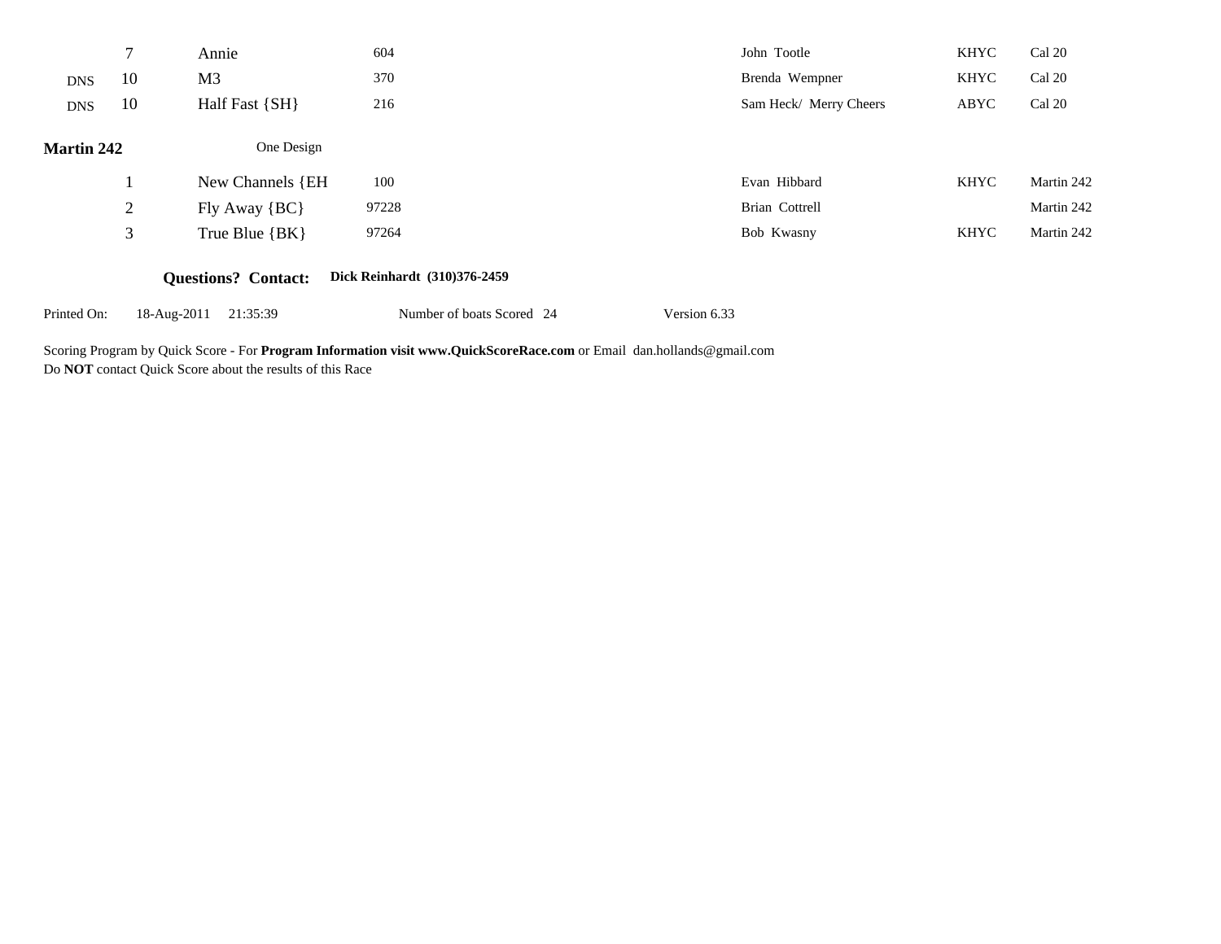| | | | | | | |
|---|---|---|---|---|---|---|
| | 7 | Annie | 604 | John Tootle | KHYC | Cal 20 |
| DNS | 10 | M3 | 370 | Brenda Wempner | KHYC | Cal 20 |
| DNS | 10 | Half Fast {SH} | 216 | Sam Heck/ Merry Cheers | ABYC | Cal 20 |

**Martin 242** One Design

| | | | | | | |
|---|---|---|---|---|---|---|
| | 1 | New Channels {EH | 100 | Evan Hibbard | KHYC | Martin 242 |
| | 2 | Fly Away {BC} | 97228 | Brian Cottrell | | Martin 242 |
| | 3 | True Blue {BK} | 97264 | Bob Kwasny | KHYC | Martin 242 |

**Questions? Contact:** **Dick Reinhardt (310)376-2459**

Printed On: 18-Aug-2011 21:35:39 Number of boats Scored 24 Version 6.33

Scoring Program by Quick Score - For **Program Information visit www.QuickScoreRace.com** or Email dan.hollands@gmail.com
Do **NOT** contact Quick Score about the results of this Race